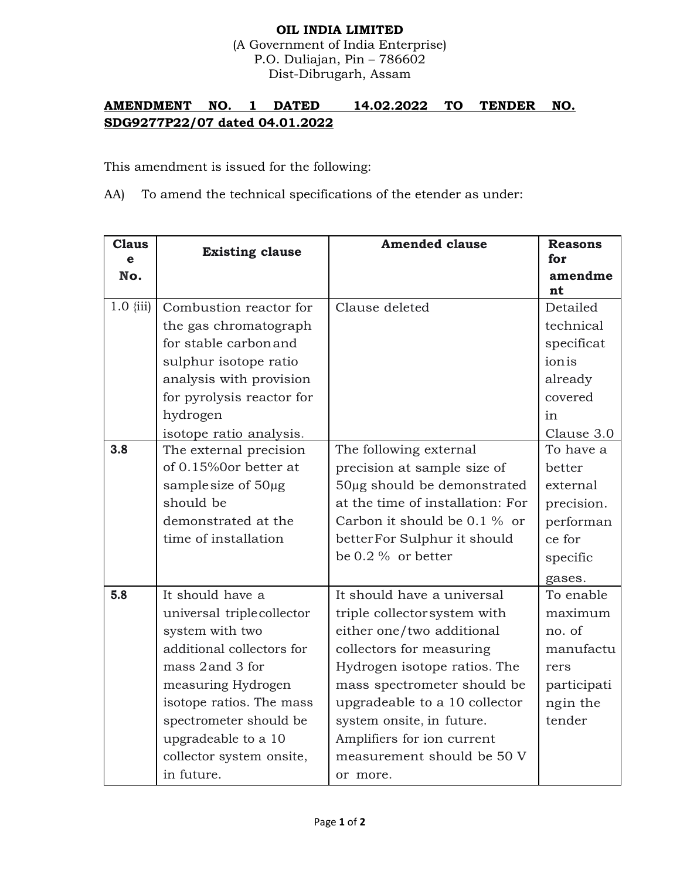**OIL INDIA LIMITED**
(A Government of India Enterprise)
P.O. Duliajan, Pin – 786602
Dist-Dibrugarh, Assam

**AMENDMENT NO. 1 DATED 14.02.2022 TO TENDER NO. SDG9277P22/07 dated 04.01.2022**

This amendment is issued for the following:

AA) To amend the technical specifications of the etender as under:

| Clause No. | Existing clause | Amended clause | Reasons for amendment |
|---|---|---|---|
| 1.0 {iii) | Combustion reactor for the gas chromatograph for stable carbon and sulphur isotope ratio analysis with provision for pyrolysis reactor for hydrogen isotope ratio analysis. | Clause deleted | Detailed technical specification is already covered in Clause 3.0 |
| **3.8** | The external precision of 0.15%0or better at sample size of 50µg should be demonstrated at the time of installation | The following external precision at sample size of 50µg should be demonstrated at the time of installation: For Carbon it should be 0.1 % or better For Sulphur it should be 0.2 % or better | To have a better external precision. performance for specific gases. |
| **5.8** | It should have a universal triple collector system with two additional collectors for mass 2 and 3 for measuring Hydrogen isotope ratios. The mass spectrometer should be upgradeable to a 10 collector system onsite, in future. | It should have a universal triple collector system with either one/two additional collectors for measuring Hydrogen isotope ratios. The mass spectrometer should be upgradeable to a 10 collector system onsite, in future. Amplifiers for ion current measurement should be 50 V or more. | To enable maximum no. of manufacturers participating the tender |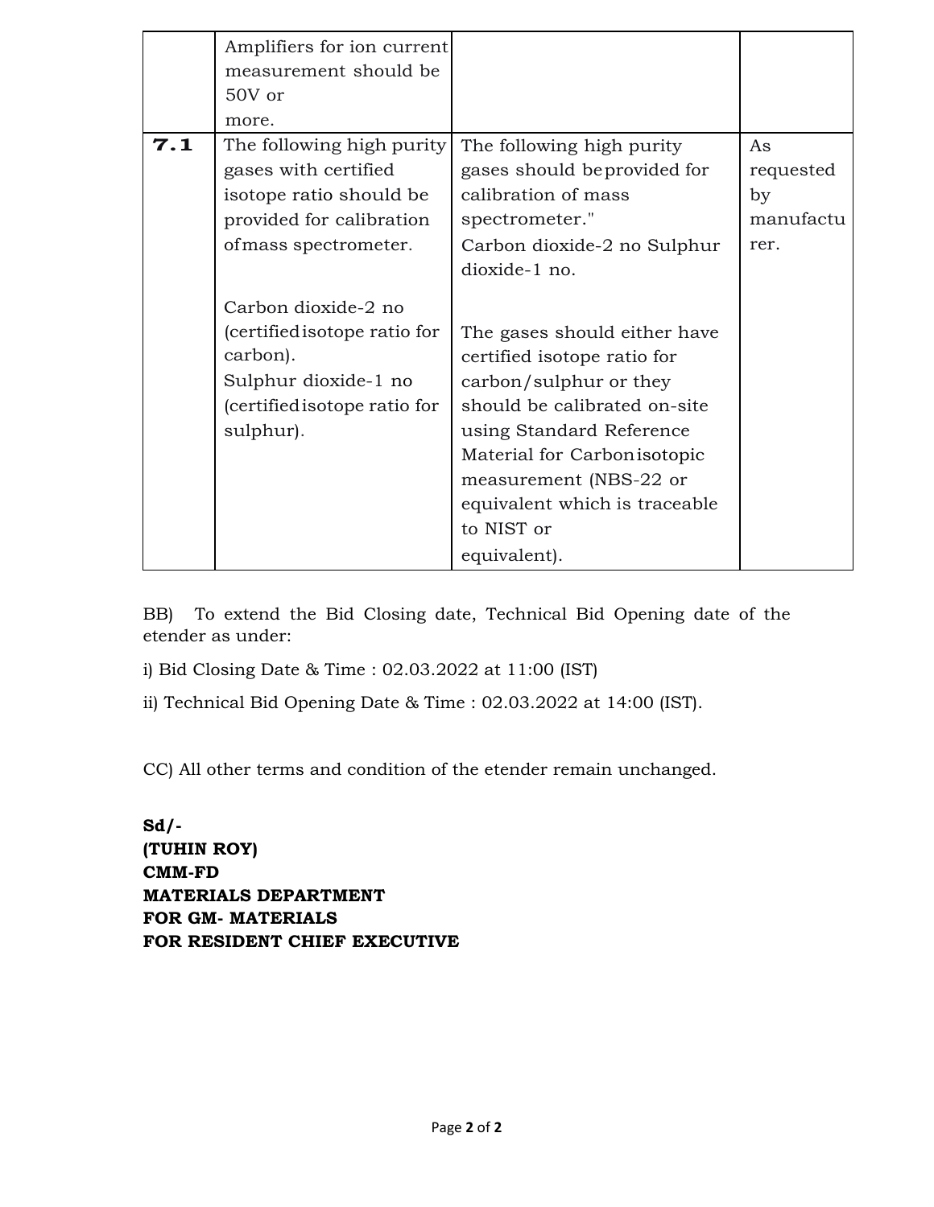| | | | |
|---|---|---|---|
| | Amplifiers for ion current measurement should be 50V or more. | | |
| **7.1** | The following high purity gases with certified isotope ratio should be provided for calibration of mass spectrometer.<br><br>Carbon dioxide-2 no (certified isotope ratio for carbon).<br>Sulphur dioxide-1 no (certified isotope ratio for sulphur). | The following high purity gases should be provided for calibration of mass spectrometer."<br>Carbon dioxide-2 no Sulphur dioxide-1 no.<br><br>The gases should either have certified isotope ratio for carbon/sulphur or they should be calibrated on-site using Standard Reference Material for Carbon isotopic measurement (NBS-22 or equivalent which is traceable to NIST or equivalent). | As requested by manufacturer. |

BB) To extend the Bid Closing date, Technical Bid Opening date of the etender as under:

i) Bid Closing Date & Time : 02.03.2022 at 11:00 (IST)

ii) Technical Bid Opening Date & Time : 02.03.2022 at 14:00 (IST).

CC) All other terms and condition of the etender remain unchanged.

**Sd/-**
**(TUHIN ROY)**
**CMM-FD**
**MATERIALS DEPARTMENT**
**FOR GM- MATERIALS**
**FOR RESIDENT CHIEF EXECUTIVE**